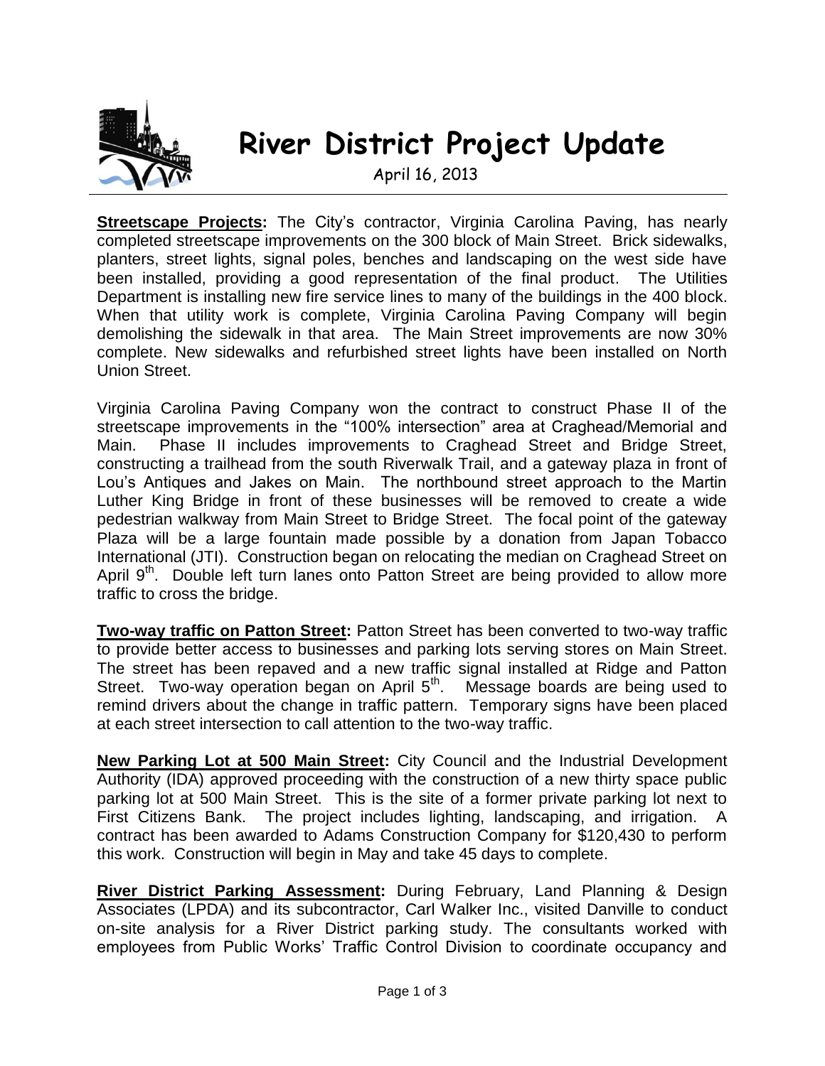# River District Project Update

April 16, 2013

**Streetscape Projects:** The City's contractor, Virginia Carolina Paving, has nearly completed streetscape improvements on the 300 block of Main Street. Brick sidewalks, planters, street lights, signal poles, benches and landscaping on the west side have been installed, providing a good representation of the final product. The Utilities Department is installing new fire service lines to many of the buildings in the 400 block. When that utility work is complete, Virginia Carolina Paving Company will begin demolishing the sidewalk in that area. The Main Street improvements are now 30% complete. New sidewalks and refurbished street lights have been installed on North Union Street.

Virginia Carolina Paving Company won the contract to construct Phase II of the streetscape improvements in the "100% intersection" area at Craghead/Memorial and Main. Phase II includes improvements to Craghead Street and Bridge Street, constructing a trailhead from the south Riverwalk Trail, and a gateway plaza in front of Lou's Antiques and Jakes on Main. The northbound street approach to the Martin Luther King Bridge in front of these businesses will be removed to create a wide pedestrian walkway from Main Street to Bridge Street. The focal point of the gateway Plaza will be a large fountain made possible by a donation from Japan Tobacco International (JTI). Construction began on relocating the median on Craghead Street on April 9th. Double left turn lanes onto Patton Street are being provided to allow more traffic to cross the bridge.

**Two-way traffic on Patton Street:** Patton Street has been converted to two-way traffic to provide better access to businesses and parking lots serving stores on Main Street. The street has been repaved and a new traffic signal installed at Ridge and Patton Street. Two-way operation began on April 5th. Message boards are being used to remind drivers about the change in traffic pattern. Temporary signs have been placed at each street intersection to call attention to the two-way traffic.

**New Parking Lot at 500 Main Street:** City Council and the Industrial Development Authority (IDA) approved proceeding with the construction of a new thirty space public parking lot at 500 Main Street. This is the site of a former private parking lot next to First Citizens Bank. The project includes lighting, landscaping, and irrigation. A contract has been awarded to Adams Construction Company for $120,430 to perform this work. Construction will begin in May and take 45 days to complete.

**River District Parking Assessment:** During February, Land Planning & Design Associates (LPDA) and its subcontractor, Carl Walker Inc., visited Danville to conduct on-site analysis for a River District parking study. The consultants worked with employees from Public Works' Traffic Control Division to coordinate occupancy and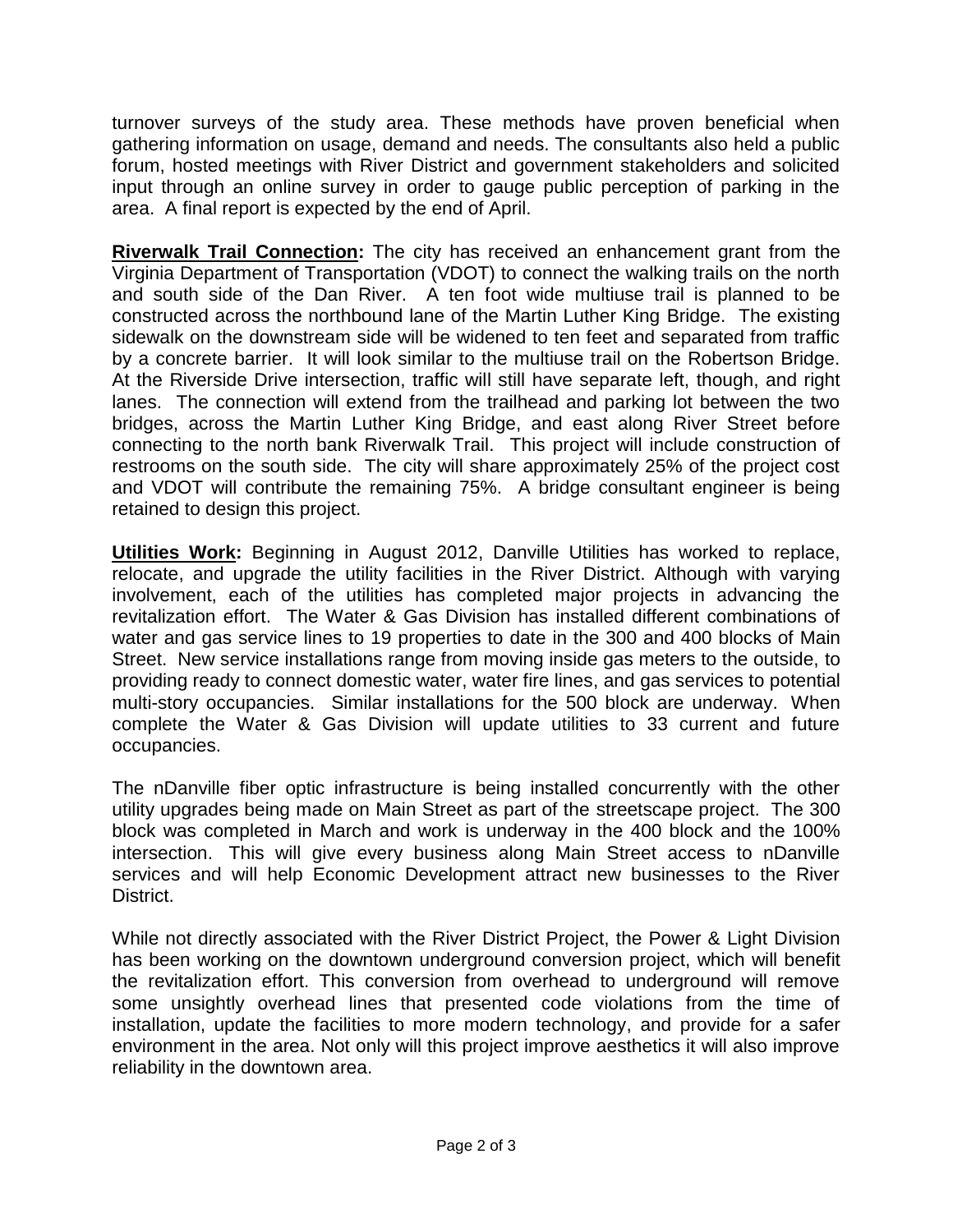turnover surveys of the study area. These methods have proven beneficial when gathering information on usage, demand and needs. The consultants also held a public forum, hosted meetings with River District and government stakeholders and solicited input through an online survey in order to gauge public perception of parking in the area. A final report is expected by the end of April.

**Riverwalk Trail Connection:** The city has received an enhancement grant from the Virginia Department of Transportation (VDOT) to connect the walking trails on the north and south side of the Dan River. A ten foot wide multiuse trail is planned to be constructed across the northbound lane of the Martin Luther King Bridge. The existing sidewalk on the downstream side will be widened to ten feet and separated from traffic by a concrete barrier. It will look similar to the multiuse trail on the Robertson Bridge. At the Riverside Drive intersection, traffic will still have separate left, though, and right lanes. The connection will extend from the trailhead and parking lot between the two bridges, across the Martin Luther King Bridge, and east along River Street before connecting to the north bank Riverwalk Trail. This project will include construction of restrooms on the south side. The city will share approximately 25% of the project cost and VDOT will contribute the remaining 75%. A bridge consultant engineer is being retained to design this project.

**Utilities Work:** Beginning in August 2012, Danville Utilities has worked to replace, relocate, and upgrade the utility facilities in the River District. Although with varying involvement, each of the utilities has completed major projects in advancing the revitalization effort. The Water & Gas Division has installed different combinations of water and gas service lines to 19 properties to date in the 300 and 400 blocks of Main Street. New service installations range from moving inside gas meters to the outside, to providing ready to connect domestic water, water fire lines, and gas services to potential multi-story occupancies. Similar installations for the 500 block are underway. When complete the Water & Gas Division will update utilities to 33 current and future occupancies.

The nDanville fiber optic infrastructure is being installed concurrently with the other utility upgrades being made on Main Street as part of the streetscape project. The 300 block was completed in March and work is underway in the 400 block and the 100% intersection. This will give every business along Main Street access to nDanville services and will help Economic Development attract new businesses to the River District.

While not directly associated with the River District Project, the Power & Light Division has been working on the downtown underground conversion project, which will benefit the revitalization effort. This conversion from overhead to underground will remove some unsightly overhead lines that presented code violations from the time of installation, update the facilities to more modern technology, and provide for a safer environment in the area. Not only will this project improve aesthetics it will also improve reliability in the downtown area.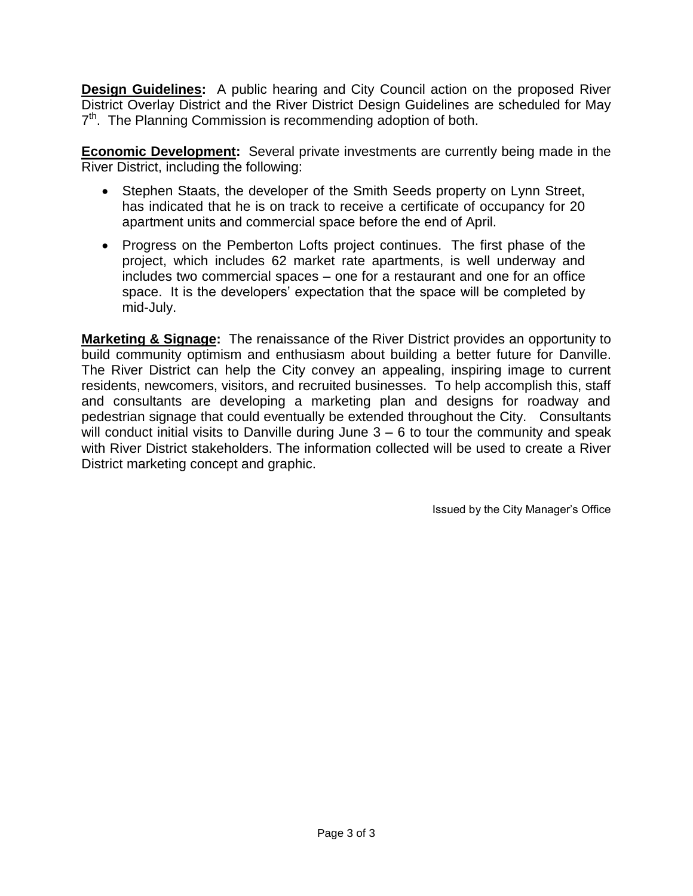**Design Guidelines:** A public hearing and City Council action on the proposed River District Overlay District and the River District Design Guidelines are scheduled for May 7th. The Planning Commission is recommending adoption of both.

**Economic Development:** Several private investments are currently being made in the River District, including the following:

- Stephen Staats, the developer of the Smith Seeds property on Lynn Street, has indicated that he is on track to receive a certificate of occupancy for 20 apartment units and commercial space before the end of April.
- Progress on the Pemberton Lofts project continues. The first phase of the project, which includes 62 market rate apartments, is well underway and includes two commercial spaces – one for a restaurant and one for an office space. It is the developers' expectation that the space will be completed by mid-July.

**Marketing & Signage:** The renaissance of the River District provides an opportunity to build community optimism and enthusiasm about building a better future for Danville. The River District can help the City convey an appealing, inspiring image to current residents, newcomers, visitors, and recruited businesses. To help accomplish this, staff and consultants are developing a marketing plan and designs for roadway and pedestrian signage that could eventually be extended throughout the City. Consultants will conduct initial visits to Danville during June 3 – 6 to tour the community and speak with River District stakeholders. The information collected will be used to create a River District marketing concept and graphic.

Issued by the City Manager's Office